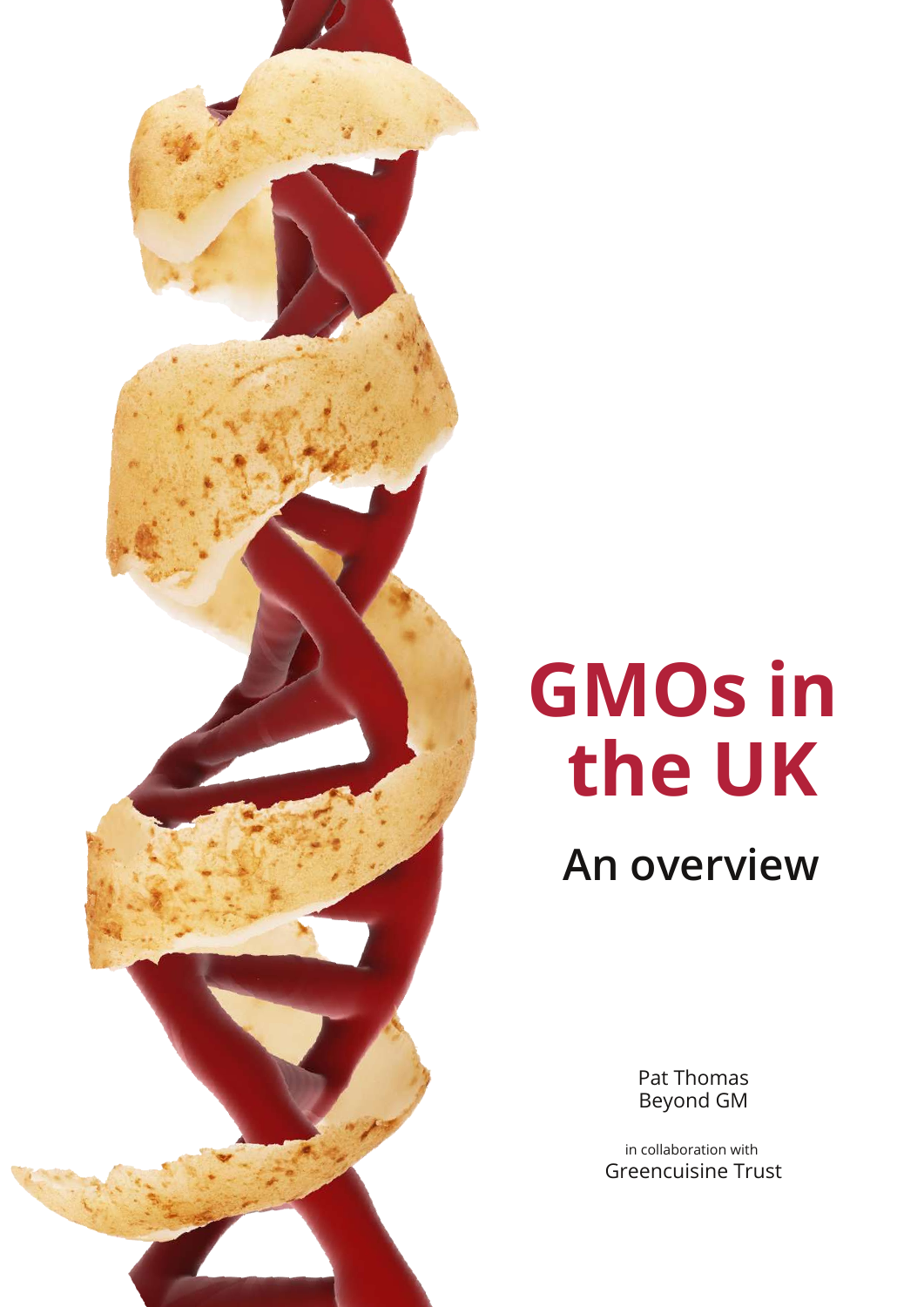# GMOs in the UK

## An overview

Pat Thomas
Beyond GM

in collaboration with
Greencuisine Trust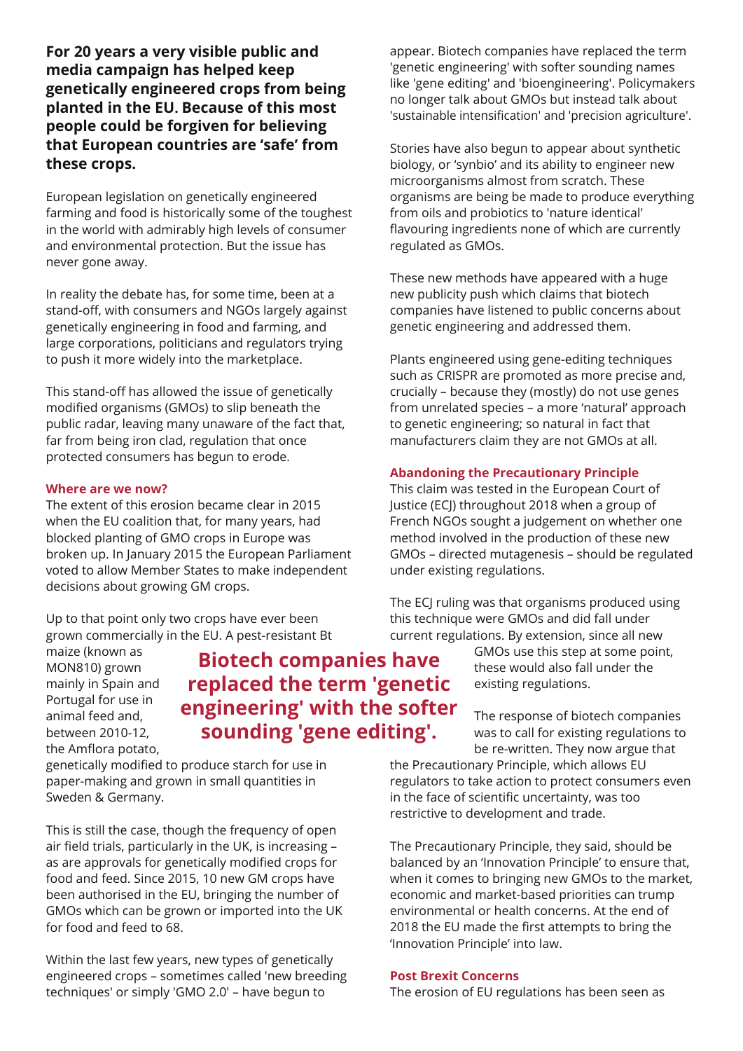**For 20 years a very visible public and media campaign has helped keep genetically engineered crops from being planted in the EU. Because of this most people could be forgiven for believing that European countries are 'safe' from these crops.**

European legislation on genetically engineered farming and food is historically some of the toughest in the world with admirably high levels of consumer and environmental protection. But the issue has never gone away.

In reality the debate has, for some time, been at a stand-off, with consumers and NGOs largely against genetically engineering in food and farming, and large corporations, politicians and regulators trying to push it more widely into the marketplace.

This stand-off has allowed the issue of genetically modified organisms (GMOs) to slip beneath the public radar, leaving many unaware of the fact that, far from being iron clad, regulation that once protected consumers has begun to erode.

### Where are we now?

The extent of this erosion became clear in 2015 when the EU coalition that, for many years, had blocked planting of GMO crops in Europe was broken up. In January 2015 the European Parliament voted to allow Member States to make independent decisions about growing GM crops.

Up to that point only two crops have ever been grown commercially in the EU. A pest-resistant Bt maize (known as MON810) grown mainly in Spain and Portugal for use in animal feed and, between 2010-12, the Amflora potato, genetically modified to produce starch for use in paper-making and grown in small quantities in Sweden & Germany.

**Biotech companies have replaced the term 'genetic engineering' with the softer sounding 'gene editing'.**

This is still the case, though the frequency of open air field trials, particularly in the UK, is increasing – as are approvals for genetically modified crops for food and feed. Since 2015, 10 new GM crops have been authorised in the EU, bringing the number of GMOs which can be grown or imported into the UK for food and feed to 68.

Within the last few years, new types of genetically engineered crops – sometimes called 'new breeding techniques' or simply 'GMO 2.0' – have begun to appear. Biotech companies have replaced the term 'genetic engineering' with softer sounding names like 'gene editing' and 'bioengineering'. Policymakers no longer talk about GMOs but instead talk about 'sustainable intensification' and 'precision agriculture'.

Stories have also begun to appear about synthetic biology, or 'synbio' and its ability to engineer new microorganisms almost from scratch. These organisms are being be made to produce everything from oils and probiotics to 'nature identical' flavouring ingredients none of which are currently regulated as GMOs.

These new methods have appeared with a huge new publicity push which claims that biotech companies have listened to public concerns about genetic engineering and addressed them.

Plants engineered using gene-editing techniques such as CRISPR are promoted as more precise and, crucially – because they (mostly) do not use genes from unrelated species – a more 'natural' approach to genetic engineering; so natural in fact that manufacturers claim they are not GMOs at all.

### Abandoning the Precautionary Principle

This claim was tested in the European Court of Justice (ECJ) throughout 2018 when a group of French NGOs sought a judgement on whether one method involved in the production of these new GMOs – directed mutagenesis – should be regulated under existing regulations.

The ECJ ruling was that organisms produced using this technique were GMOs and did fall under current regulations. By extension, since all new GMOs use this step at some point, these would also fall under the existing regulations.

The response of biotech companies was to call for existing regulations to be re-written. They now argue that the Precautionary Principle, which allows EU regulators to take action to protect consumers even in the face of scientific uncertainty, was too restrictive to development and trade.

The Precautionary Principle, they said, should be balanced by an 'Innovation Principle' to ensure that, when it comes to bringing new GMOs to the market, economic and market-based priorities can trump environmental or health concerns. At the end of 2018 the EU made the first attempts to bring the 'Innovation Principle' into law.

### Post Brexit Concerns

The erosion of EU regulations has been seen as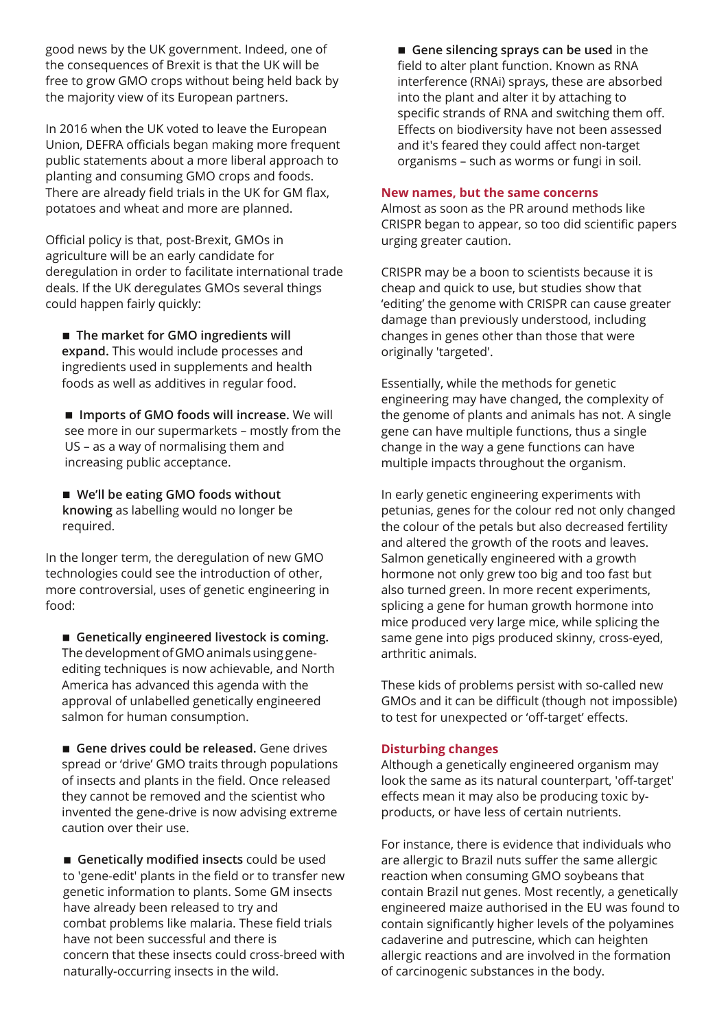good news by the UK government. Indeed, one of the consequences of Brexit is that the UK will be free to grow GMO crops without being held back by the majority view of its European partners.

In 2016 when the UK voted to leave the European Union, DEFRA officials began making more frequent public statements about a more liberal approach to planting and consuming GMO crops and foods. There are already field trials in the UK for GM flax, potatoes and wheat and more are planned.

Official policy is that, post-Brexit, GMOs in agriculture will be an early candidate for deregulation in order to facilitate international trade deals. If the UK deregulates GMOs several things could happen fairly quickly:

- **The market for GMO ingredients will expand.** This would include processes and ingredients used in supplements and health foods as well as additives in regular food.
- **Imports of GMO foods will increase.** We will see more in our supermarkets – mostly from the US – as a way of normalising them and increasing public acceptance.
- **We'll be eating GMO foods without knowing** as labelling would no longer be required.

In the longer term, the deregulation of new GMO technologies could see the introduction of other, more controversial, uses of genetic engineering in food:

- **Genetically engineered livestock is coming.** The development of GMO animals using gene-editing techniques is now achievable, and North America has advanced this agenda with the approval of unlabelled genetically engineered salmon for human consumption.
- **Gene drives could be released.** Gene drives spread or 'drive' GMO traits through populations of insects and plants in the field. Once released they cannot be removed and the scientist who invented the gene-drive is now advising extreme caution over their use.
- **Genetically modified insects** could be used to 'gene-edit' plants in the field or to transfer new genetic information to plants. Some GM insects have already been released to try and combat problems like malaria. These field trials have not been successful and there is concern that these insects could cross-breed with naturally-occurring insects in the wild.
- **Gene silencing sprays can be used** in the field to alter plant function. Known as RNA interference (RNAi) sprays, these are absorbed into the plant and alter it by attaching to specific strands of RNA and switching them off. Effects on biodiversity have not been assessed and it's feared they could affect non-target organisms – such as worms or fungi in soil.

## New names, but the same concerns

Almost as soon as the PR around methods like CRISPR began to appear, so too did scientific papers urging greater caution.

CRISPR may be a boon to scientists because it is cheap and quick to use, but studies show that 'editing' the genome with CRISPR can cause greater damage than previously understood, including changes in genes other than those that were originally 'targeted'.

Essentially, while the methods for genetic engineering may have changed, the complexity of the genome of plants and animals has not. A single gene can have multiple functions, thus a single change in the way a gene functions can have multiple impacts throughout the organism.

In early genetic engineering experiments with petunias, genes for the colour red not only changed the colour of the petals but also decreased fertility and altered the growth of the roots and leaves. Salmon genetically engineered with a growth hormone not only grew too big and too fast but also turned green. In more recent experiments, splicing a gene for human growth hormone into mice produced very large mice, while splicing the same gene into pigs produced skinny, cross-eyed, arthritic animals.

These kids of problems persist with so-called new GMOs and it can be difficult (though not impossible) to test for unexpected or 'off-target' effects.

## Disturbing changes

Although a genetically engineered organism may look the same as its natural counterpart, 'off-target' effects mean it may also be producing toxic by-products, or have less of certain nutrients.

For instance, there is evidence that individuals who are allergic to Brazil nuts suffer the same allergic reaction when consuming GMO soybeans that contain Brazil nut genes. Most recently, a genetically engineered maize authorised in the EU was found to contain significantly higher levels of the polyamines cadaverine and putrescine, which can heighten allergic reactions and are involved in the formation of carcinogenic substances in the body.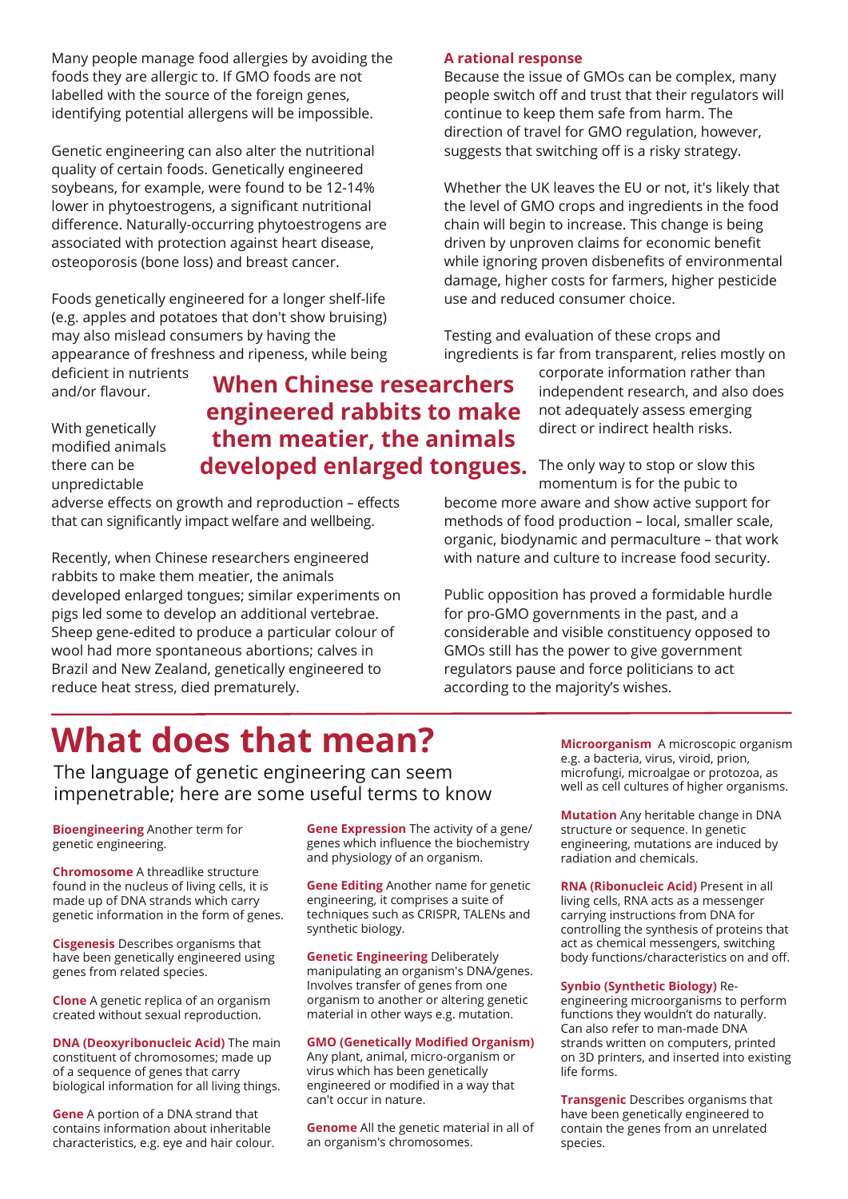Many people manage food allergies by avoiding the foods they are allergic to. If GMO foods are not labelled with the source of the foreign genes, identifying potential allergens will be impossible.

Genetic engineering can also alter the nutritional quality of certain foods. Genetically engineered soybeans, for example, were found to be 12-14% lower in phytoestrogens, a significant nutritional difference. Naturally-occurring phytoestrogens are associated with protection against heart disease, osteoporosis (bone loss) and breast cancer.

Foods genetically engineered for a longer shelf-life (e.g. apples and potatoes that don't show bruising) may also mislead consumers by having the appearance of freshness and ripeness, while being deficient in nutrients and/or flavour.

**When Chinese researchers engineered rabbits to make them meatier, the animals developed enlarged tongues.**

With genetically modified animals there can be unpredictable adverse effects on growth and reproduction – effects that can significantly impact welfare and wellbeing.

Recently, when Chinese researchers engineered rabbits to make them meatier, the animals developed enlarged tongues; similar experiments on pigs led some to develop an additional vertebrae. Sheep gene-edited to produce a particular colour of wool had more spontaneous abortions; calves in Brazil and New Zealand, genetically engineered to reduce heat stress, died prematurely.

### A rational response

Because the issue of GMOs can be complex, many people switch off and trust that their regulators will continue to keep them safe from harm. The direction of travel for GMO regulation, however, suggests that switching off is a risky strategy.

Whether the UK leaves the EU or not, it's likely that the level of GMO crops and ingredients in the food chain will begin to increase. This change is being driven by unproven claims for economic benefit while ignoring proven disbenefits of environmental damage, higher costs for farmers, higher pesticide use and reduced consumer choice.

Testing and evaluation of these crops and ingredients is far from transparent, relies mostly on corporate information rather than independent research, and also does not adequately assess emerging direct or indirect health risks.

The only way to stop or slow this momentum is for the pubic to become more aware and show active support for methods of food production – local, smaller scale, organic, biodynamic and permaculture – that work with nature and culture to increase food security.

Public opposition has proved a formidable hurdle for pro-GMO governments in the past, and a considerable and visible constituency opposed to GMOs still has the power to give government regulators pause and force politicians to act according to the majority's wishes.

# What does that mean?

The language of genetic engineering can seem impenetrable; here are some useful terms to know

**Bioengineering** Another term for genetic engineering.

**Chromosome** A threadlike structure found in the nucleus of living cells, it is made up of DNA strands which carry genetic information in the form of genes.

**Cisgenesis** Describes organisms that have been genetically engineered using genes from related species.

**Clone** A genetic replica of an organism created without sexual reproduction.

**DNA (Deoxyribonucleic Acid)** The main constituent of chromosomes; made up of a sequence of genes that carry biological information for all living things.

**Gene** A portion of a DNA strand that contains information about inheritable characteristics, e.g. eye and hair colour.

**Gene Expression** The activity of a gene/genes which influence the biochemistry and physiology of an organism.

**Gene Editing** Another name for genetic engineering, it comprises a suite of techniques such as CRISPR, TALENs and synthetic biology.

**Genetic Engineering** Deliberately manipulating an organism's DNA/genes. Involves transfer of genes from one organism to another or altering genetic material in other ways e.g. mutation.

**GMO (Genetically Modified Organism)** Any plant, animal, micro-organism or virus which has been genetically engineered or modified in a way that can't occur in nature.

**Genome** All the genetic material in all of an organism's chromosomes.

**Microorganism** A microscopic organism e.g. a bacteria, virus, viroid, prion, microfungi, microalgae or protozoa, as well as cell cultures of higher organisms.

**Mutation** Any heritable change in DNA structure or sequence. In genetic engineering, mutations are induced by radiation and chemicals.

**RNA (Ribonucleic Acid)** Present in all living cells, RNA acts as a messenger carrying instructions from DNA for controlling the synthesis of proteins that act as chemical messengers, switching body functions/characteristics on and off.

**Synbio (Synthetic Biology)** Re-engineering microorganisms to perform functions they wouldn't do naturally. Can also refer to man-made DNA strands written on computers, printed on 3D printers, and inserted into existing life forms.

**Transgenic** Describes organisms that have been genetically engineered to contain the genes from an unrelated species.